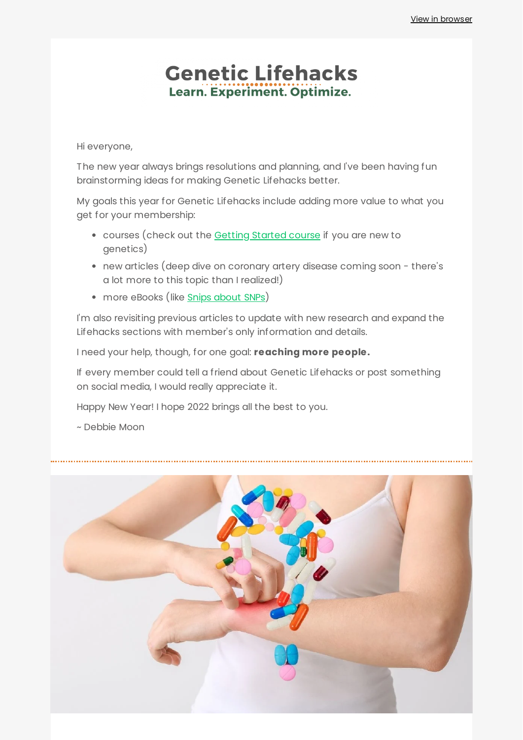View in browser

# Genetic Lifehacks

**Learn. Experiment. Optimize.**

Hi everyone,

The new year always brings resolutions and planning, and I've been having fun brainstorming ideas for making Genetic Lifehacks better.

My goals this year for Genetic Lifehacks include adding more value to what you get for your membership:

- courses (check out the Getting Started course if you are new to genetics)
- new articles (deep dive on coronary artery disease coming soon - there's a lot more to this topic than I realized!)
- more eBooks (like Snips about SNPs)

I'm also revisiting previous articles to update with new research and expand the Lifehacks sections with member's only information and details.

I need your help, though, for one goal: **reaching more people.**

If every member could tell a friend about Genetic Lifehacks or post something on social media, I would really appreciate it.

Happy New Year! I hope 2022 brings all the best to you.

~ Debbie Moon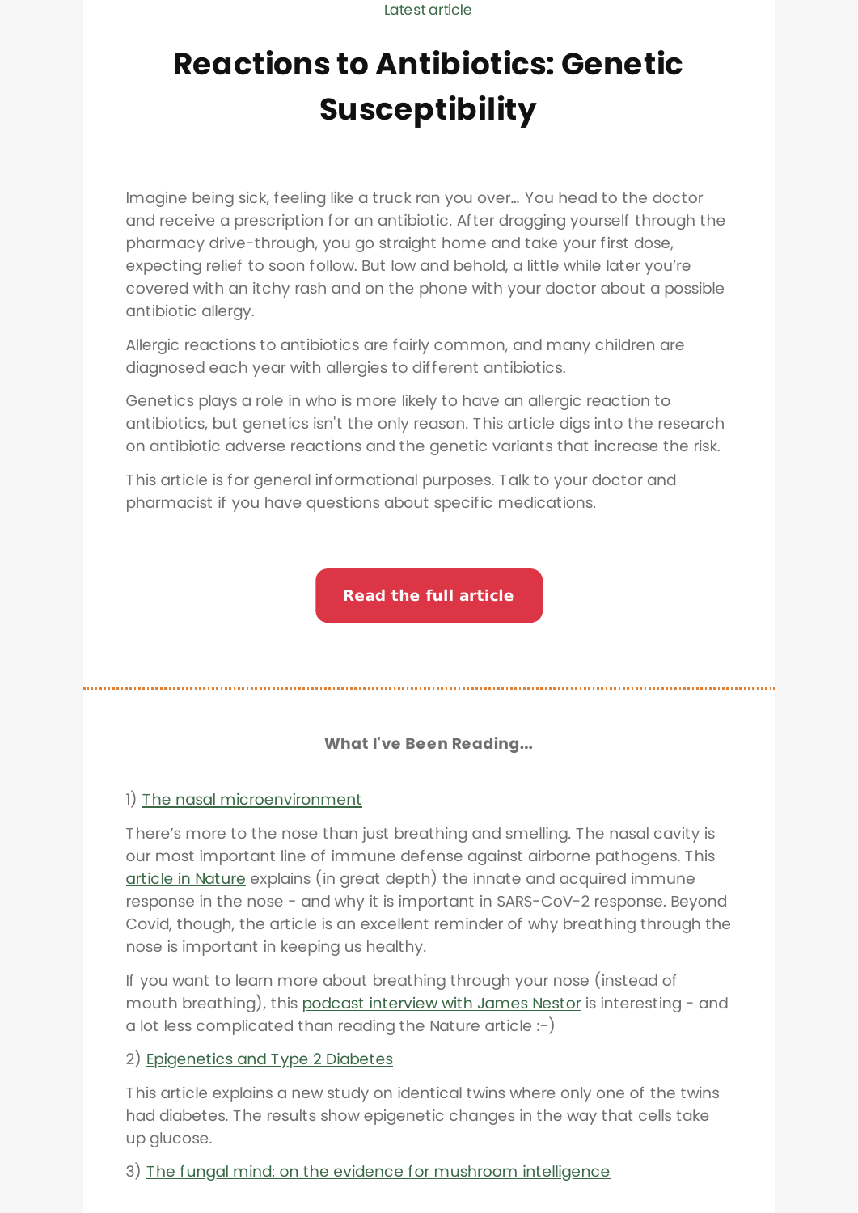Latest article

# Reactions to Antibiotics: Genetic Susceptibility

Imagine being sick, feeling like a truck ran you over... You head to the doctor and receive a prescription for an antibiotic. After dragging yourself through the pharmacy drive-through, you go straight home and take your first dose, expecting relief to soon follow. But low and behold, a little while later you're covered with an itchy rash and on the phone with your doctor about a possible antibiotic allergy.

Allergic reactions to antibiotics are fairly common, and many children are diagnosed each year with allergies to different antibiotics.

Genetics plays a role in who is more likely to have an allergic reaction to antibiotics, but genetics isn't the only reason. This article digs into the research on antibiotic adverse reactions and the genetic variants that increase the risk.

This article is for general informational purposes. Talk to your doctor and pharmacist if you have questions about specific medications.

**Read the full article**

---

**What I've Been Reading...**

1) The nasal microenvironment

There's more to the nose than just breathing and smelling. The nasal cavity is our most important line of immune defense against airborne pathogens. This article in Nature explains (in great depth) the innate and acquired immune response in the nose - and why it is important in SARS-CoV-2 response. Beyond Covid, though, the article is an excellent reminder of why breathing through the nose is important in keeping us healthy.

If you want to learn more about breathing through your nose (instead of mouth breathing), this podcast interview with James Nestor is interesting - and a lot less complicated than reading the Nature article :-)

2) Epigenetics and Type 2 Diabetes

This article explains a new study on identical twins where only one of the twins had diabetes. The results show epigenetic changes in the way that cells take up glucose.

3) The fungal mind: on the evidence for mushroom intelligence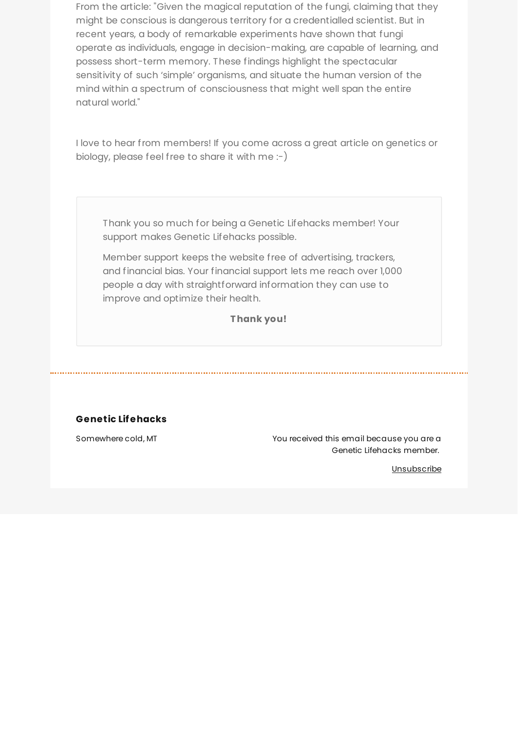From the article: "Given the magical reputation of the fungi, claiming that they might be conscious is dangerous territory for a credentialled scientist. But in recent years, a body of remarkable experiments have shown that fungi operate as individuals, engage in decision-making, are capable of learning, and possess short-term memory. These findings highlight the spectacular sensitivity of such 'simple' organisms, and situate the human version of the mind within a spectrum of consciousness that might well span the entire natural world."

I love to hear from members! If you come across a great article on genetics or biology, please feel free to share it with me :-)

Thank you so much for being a Genetic Lifehacks member! Your support makes Genetic Lifehacks possible.

Member support keeps the website free of advertising, trackers, and financial bias. Your financial support lets me reach over 1,000 people a day with straightforward information they can use to improve and optimize their health.

**Thank you!**

---

**Genetic Lifehacks**

Somewhere cold, MT

You received this email because you are a Genetic Lifehacks member.

Unsubscribe